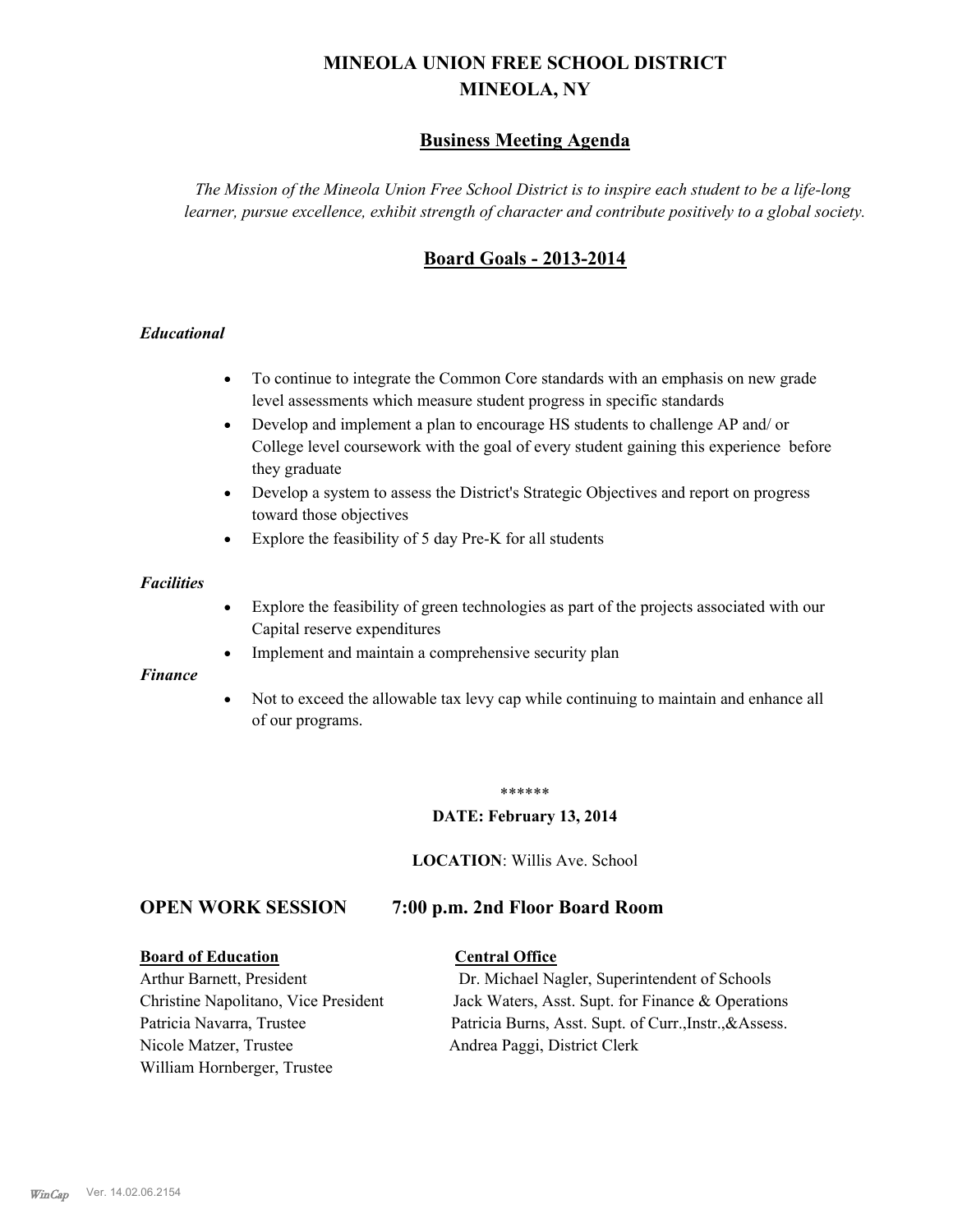# MINEOLA UNION FREE SCHOOL DISTRICT
# MINEOLA, NY

## Business Meeting Agenda

*The Mission of the Mineola Union Free School District is to inspire each student to be a life-long learner, pursue excellence, exhibit strength of character and contribute positively to a global society.*

## Board Goals - 2013-2014

***Educational***

- To continue to integrate the Common Core standards with an emphasis on new grade level assessments which measure student progress in specific standards
- Develop and implement a plan to encourage HS students to challenge AP and/ or College level coursework with the goal of every student gaining this experience before they graduate
- Develop a system to assess the District's Strategic Objectives and report on progress toward those objectives
- Explore the feasibility of 5 day Pre-K for all students

***Facilities***

- Explore the feasibility of green technologies as part of the projects associated with our Capital reserve expenditures
- Implement and maintain a comprehensive security plan

***Finance***

- Not to exceed the allowable tax levy cap while continuing to maintain and enhance all of our programs.

******

**DATE: February 13, 2014**

**LOCATION**: Willis Ave. School

## OPEN WORK SESSION 7:00 p.m. 2nd Floor Board Room

**Board of Education**

Arthur Barnett, President
Christine Napolitano, Vice President
Patricia Navarra, Trustee
Nicole Matzer, Trustee
William Hornberger, Trustee

**Central Office**

Dr. Michael Nagler, Superintendent of Schools
Jack Waters, Asst. Supt. for Finance & Operations
Patricia Burns, Asst. Supt. of Curr.,Instr.,&Assess.
Andrea Paggi, District Clerk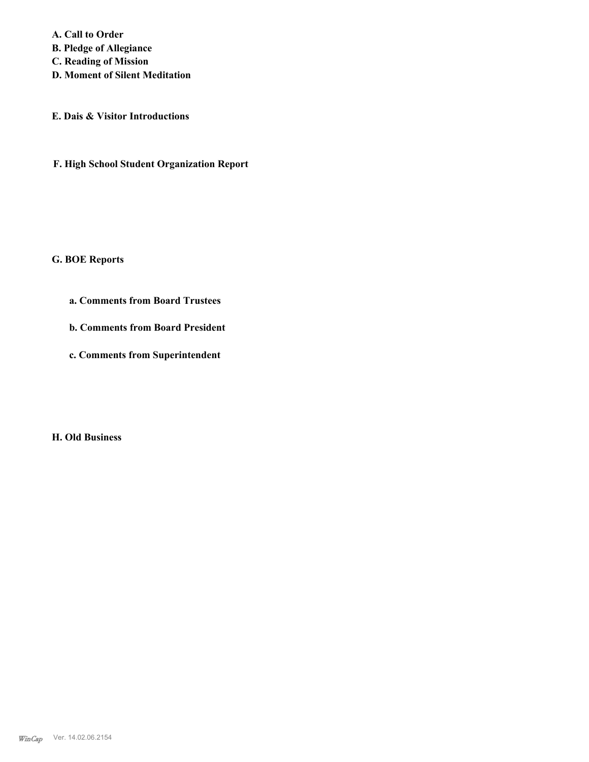**A. Call to Order**
**B. Pledge of Allegiance**
**C. Reading of Mission**
**D. Moment of Silent Meditation**

**E. Dais & Visitor Introductions**

**F. High School Student Organization Report**

**G. BOE Reports**

**a. Comments from Board Trustees**

**b. Comments from Board President**

**c. Comments from Superintendent**

**H. Old Business**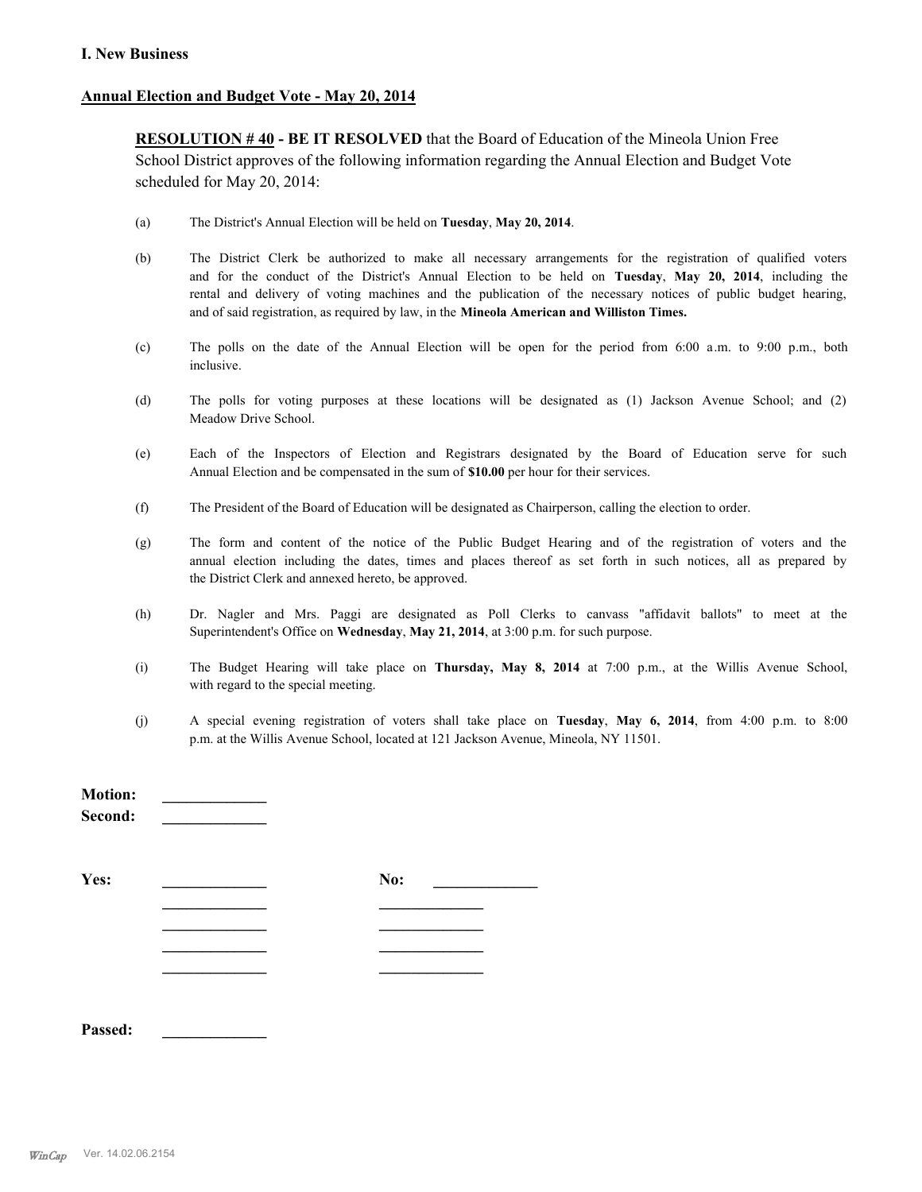## I. New Business

### Annual Election and Budget Vote - May 20, 2014

**RESOLUTION # 40 - BE IT RESOLVED** that the Board of Education of the Mineola Union Free School District approves of the following information regarding the Annual Election and Budget Vote scheduled for May 20, 2014:

(a) The District's Annual Election will be held on **Tuesday**, **May 20, 2014**.

(b) The District Clerk be authorized to make all necessary arrangements for the registration of qualified voters and for the conduct of the District's Annual Election to be held on **Tuesday**, **May 20, 2014**, including the rental and delivery of voting machines and the publication of the necessary notices of public budget hearing, and of said registration, as required by law, in the **Mineola American and Williston Times.**

(c) The polls on the date of the Annual Election will be open for the period from 6:00 a.m. to 9:00 p.m., both inclusive.

(d) The polls for voting purposes at these locations will be designated as (1) Jackson Avenue School; and (2) Meadow Drive School.

(e) Each of the Inspectors of Election and Registrars designated by the Board of Education serve for such Annual Election and be compensated in the sum of **$10.00** per hour for their services.

(f) The President of the Board of Education will be designated as Chairperson, calling the election to order.

(g) The form and content of the notice of the Public Budget Hearing and of the registration of voters and the annual election including the dates, times and places thereof as set forth in such notices, all as prepared by the District Clerk and annexed hereto, be approved.

(h) Dr. Nagler and Mrs. Paggi are designated as Poll Clerks to canvass "affidavit ballots" to meet at the Superintendent's Office on **Wednesday**, **May 21, 2014**, at 3:00 p.m. for such purpose.

(i) The Budget Hearing will take place on **Thursday, May 8, 2014** at 7:00 p.m., at the Willis Avenue School, with regard to the special meeting.

(j) A special evening registration of voters shall take place on **Tuesday**, **May 6, 2014**, from 4:00 p.m. to 8:00 p.m. at the Willis Avenue School, located at 121 Jackson Avenue, Mineola, NY 11501.

**Motion:** _____________
**Second:** _____________

**Yes:** _____________ **No:** _____________
_____________ _____________
_____________ _____________
_____________ _____________
_____________ _____________

**Passed:** _____________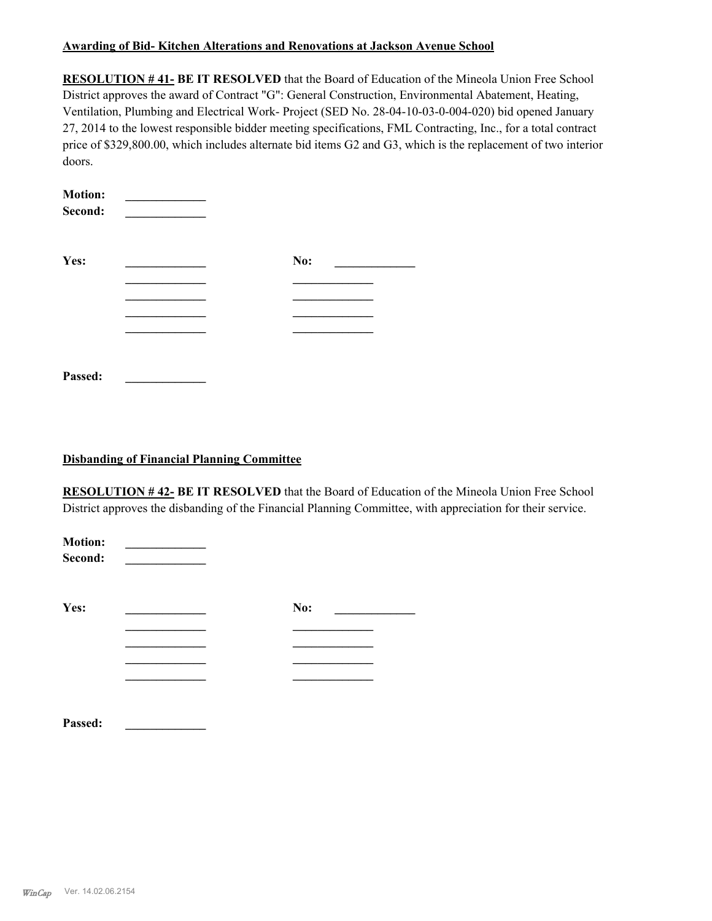**Awarding of Bid- Kitchen Alterations and Renovations at Jackson Avenue School**

**RESOLUTION # 41- BE IT RESOLVED** that the Board of Education of the Mineola Union Free School District approves the award of Contract "G": General Construction, Environmental Abatement, Heating, Ventilation, Plumbing and Electrical Work- Project (SED No. 28-04-10-03-0-004-020) bid opened January 27, 2014 to the lowest responsible bidder meeting specifications, FML Contracting, Inc., for a total contract price of $329,800.00, which includes alternate bid items G2 and G3, which is the replacement of two interior doors.

**Motion:** _____________
**Second:** _____________

| **Yes:** | _____________ | **No:** | _____________ |
|---|---|---|---|
| | _____________ | | _____________ |
| | _____________ | | _____________ |
| | _____________ | | _____________ |
| | _____________ | | _____________ |

**Passed:** _____________

**Disbanding of Financial Planning Committee**

**RESOLUTION # 42- BE IT RESOLVED** that the Board of Education of the Mineola Union Free School District approves the disbanding of the Financial Planning Committee, with appreciation for their service.

**Motion:** _____________
**Second:** _____________

| **Yes:** | _____________ | **No:** | _____________ |
|---|---|---|---|
| | _____________ | | _____________ |
| | _____________ | | _____________ |
| | _____________ | | _____________ |
| | _____________ | | _____________ |

**Passed:** _____________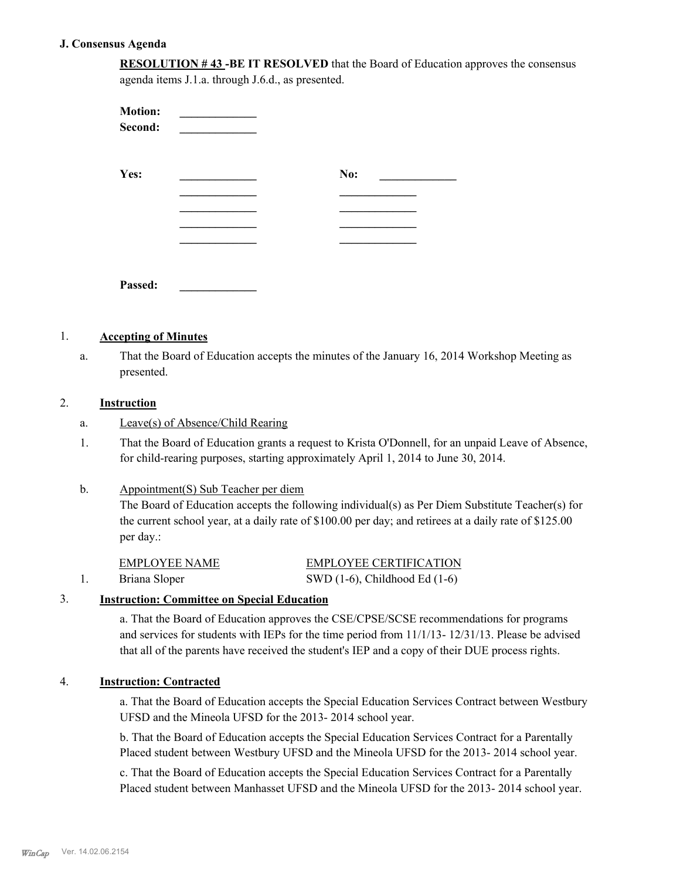## J. Consensus Agenda

**RESOLUTION # 43 -BE IT RESOLVED** that the Board of Education approves the consensus agenda items J.1.a. through J.6.d., as presented.

**Motion:** _____________
**Second:** _____________

| **Yes:** | _____________ | **No:** | _____________ |
|---|---|---|---|
| | _____________ | | _____________ |
| | _____________ | | _____________ |
| | _____________ | | _____________ |
| | _____________ | | _____________ |

**Passed:** _____________

1. **Accepting of Minutes**

   a. That the Board of Education accepts the minutes of the January 16, 2014 Workshop Meeting as presented.

2. **Instruction**

   a. Leave(s) of Absence/Child Rearing

   1. That the Board of Education grants a request to Krista O'Donnell, for an unpaid Leave of Absence, for child-rearing purposes, starting approximately April 1, 2014 to June 30, 2014.

   b. Appointment(S) Sub Teacher per diem

   The Board of Education accepts the following individual(s) as Per Diem Substitute Teacher(s) for the current school year, at a daily rate of $100.00 per day; and retirees at a daily rate of $125.00 per day.:

   | | EMPLOYEE NAME | EMPLOYEE CERTIFICATION |
   |---|---|---|
   | 1. | Briana Sloper | SWD (1-6), Childhood Ed (1-6) |

3. **Instruction: Committee on Special Education**

   a. That the Board of Education approves the CSE/CPSE/SCSE recommendations for programs and services for students with IEPs for the time period from 11/1/13- 12/31/13. Please be advised that all of the parents have received the student's IEP and a copy of their DUE process rights.

4. **Instruction: Contracted**

   a. That the Board of Education accepts the Special Education Services Contract between Westbury UFSD and the Mineola UFSD for the 2013- 2014 school year.

   b. That the Board of Education accepts the Special Education Services Contract for a Parentally Placed student between Westbury UFSD and the Mineola UFSD for the 2013- 2014 school year.

   c. That the Board of Education accepts the Special Education Services Contract for a Parentally Placed student between Manhasset UFSD and the Mineola UFSD for the 2013- 2014 school year.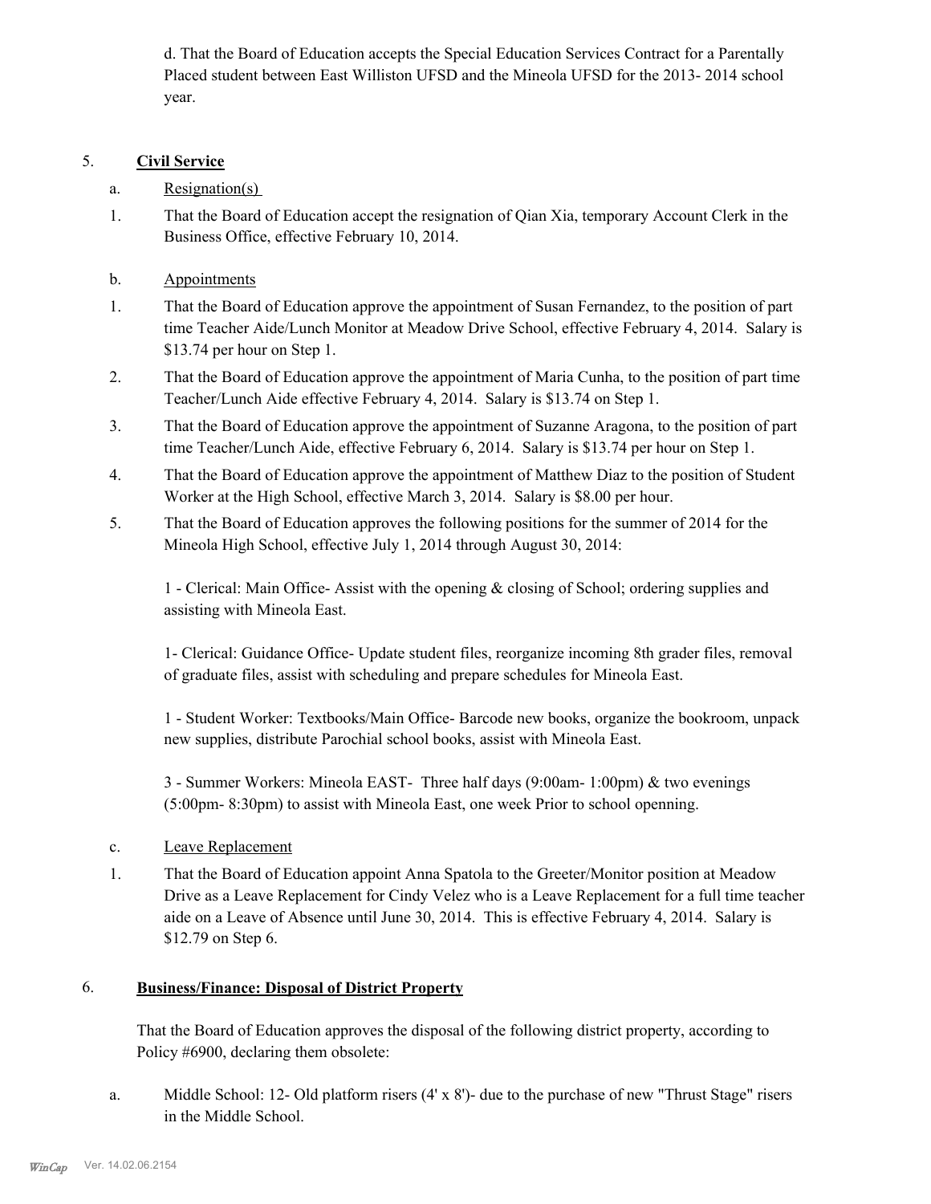d. That the Board of Education accepts the Special Education Services Contract for a Parentally Placed student between East Williston UFSD and the Mineola UFSD for the 2013- 2014 school year.

5. **Civil Service**

a. Resignation(s)

1. That the Board of Education accept the resignation of Qian Xia, temporary Account Clerk in the Business Office, effective February 10, 2014.

b. Appointments

1. That the Board of Education approve the appointment of Susan Fernandez, to the position of part time Teacher Aide/Lunch Monitor at Meadow Drive School, effective February 4, 2014. Salary is $13.74 per hour on Step 1.

2. That the Board of Education approve the appointment of Maria Cunha, to the position of part time Teacher/Lunch Aide effective February 4, 2014. Salary is $13.74 on Step 1.

3. That the Board of Education approve the appointment of Suzanne Aragona, to the position of part time Teacher/Lunch Aide, effective February 6, 2014. Salary is $13.74 per hour on Step 1.

4. That the Board of Education approve the appointment of Matthew Diaz to the position of Student Worker at the High School, effective March 3, 2014. Salary is $8.00 per hour.

5. That the Board of Education approves the following positions for the summer of 2014 for the Mineola High School, effective July 1, 2014 through August 30, 2014:

 1 - Clerical: Main Office- Assist with the opening & closing of School; ordering supplies and assisting with Mineola East.

 1- Clerical: Guidance Office- Update student files, reorganize incoming 8th grader files, removal of graduate files, assist with scheduling and prepare schedules for Mineola East.

 1 - Student Worker: Textbooks/Main Office- Barcode new books, organize the bookroom, unpack new supplies, distribute Parochial school books, assist with Mineola East.

 3 - Summer Workers: Mineola EAST- Three half days (9:00am- 1:00pm) & two evenings (5:00pm- 8:30pm) to assist with Mineola East, one week Prior to school openning.

c. Leave Replacement

1. That the Board of Education appoint Anna Spatola to the Greeter/Monitor position at Meadow Drive as a Leave Replacement for Cindy Velez who is a Leave Replacement for a full time teacher aide on a Leave of Absence until June 30, 2014. This is effective February 4, 2014. Salary is $12.79 on Step 6.

6. **Business/Finance: Disposal of District Property**

That the Board of Education approves the disposal of the following district property, according to Policy #6900, declaring them obsolete:

a. Middle School: 12- Old platform risers (4' x 8')- due to the purchase of new "Thrust Stage" risers in the Middle School.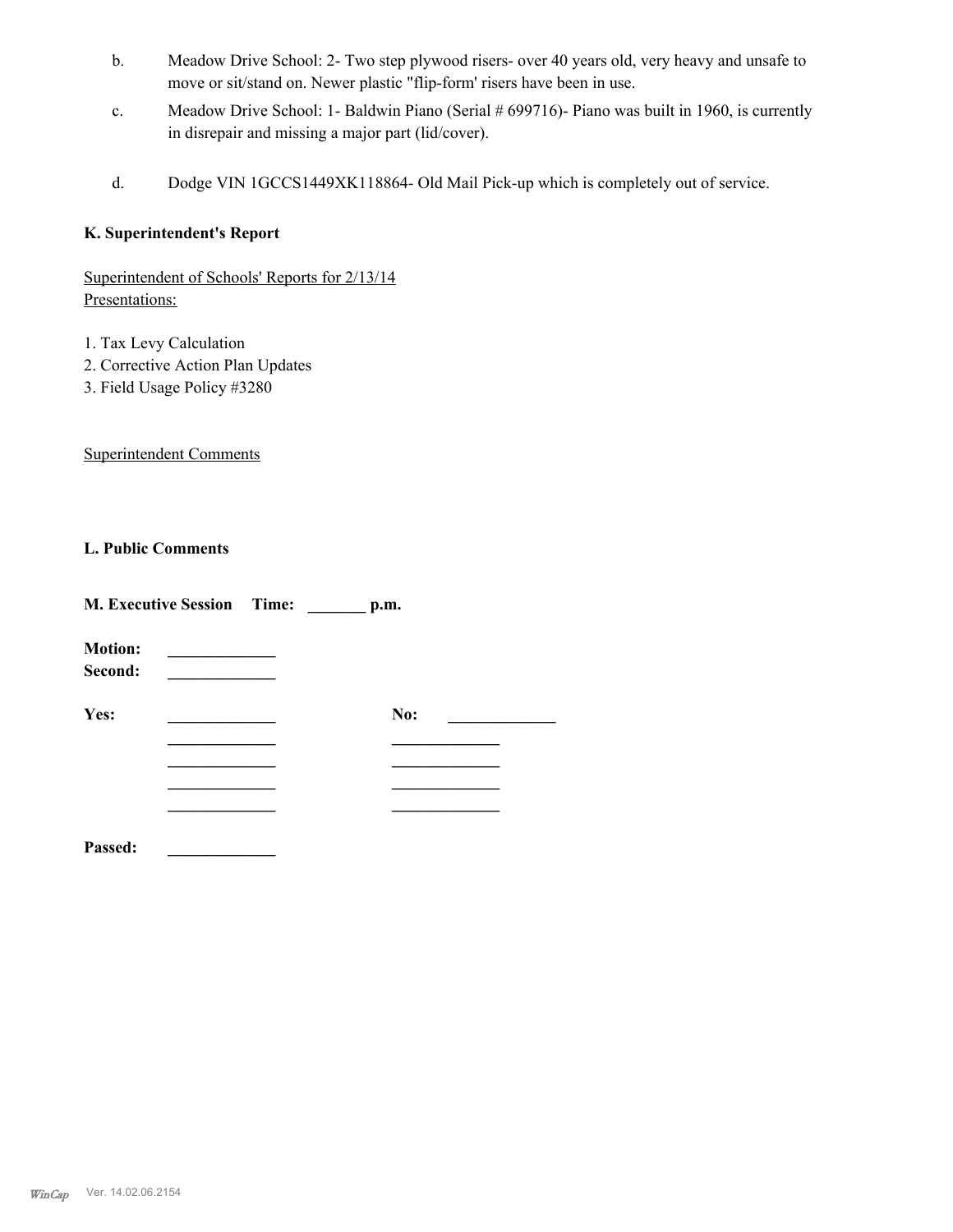b. Meadow Drive School: 2- Two step plywood risers- over 40 years old, very heavy and unsafe to move or sit/stand on. Newer plastic "flip-form' risers have been in use.

c. Meadow Drive School: 1- Baldwin Piano (Serial # 699716)- Piano was built in 1960, is currently in disrepair and missing a major part (lid/cover).

d. Dodge VIN 1GCCS1449XK118864- Old Mail Pick-up which is completely out of service.

**K. Superintendent's Report**

Superintendent of Schools' Reports for 2/13/14

Presentations:

1. Tax Levy Calculation
2. Corrective Action Plan Updates
3. Field Usage Policy #3280

Superintendent Comments

**L. Public Comments**

**M. Executive Session Time: _______ p.m.**

**Motion:** _____________

**Second:** _____________

**Yes:** _____________ **No:** _____________

_____________ _____________

_____________ _____________

_____________ _____________

_____________ _____________

**Passed:** _____________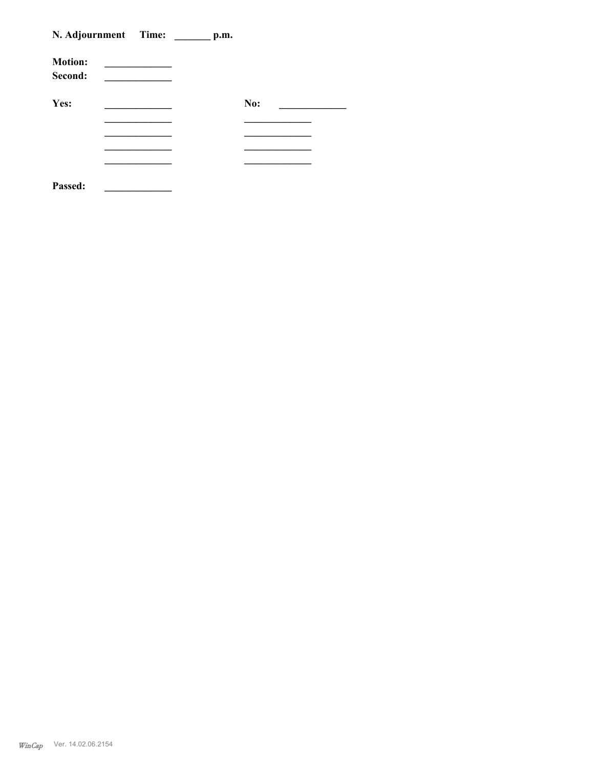**N. Adjournment Time: _______ p.m.**

**Motion:** _____________
**Second:** _____________

| | | | |
|---|---|---|---|
| **Yes:** | _____________ | **No:** | _____________ |
| | _____________ | | _____________ |
| | _____________ | | _____________ |
| | _____________ | | _____________ |
| | _____________ | | _____________ |

**Passed:** _____________

*WinCap* Ver. 14.02.06.2154